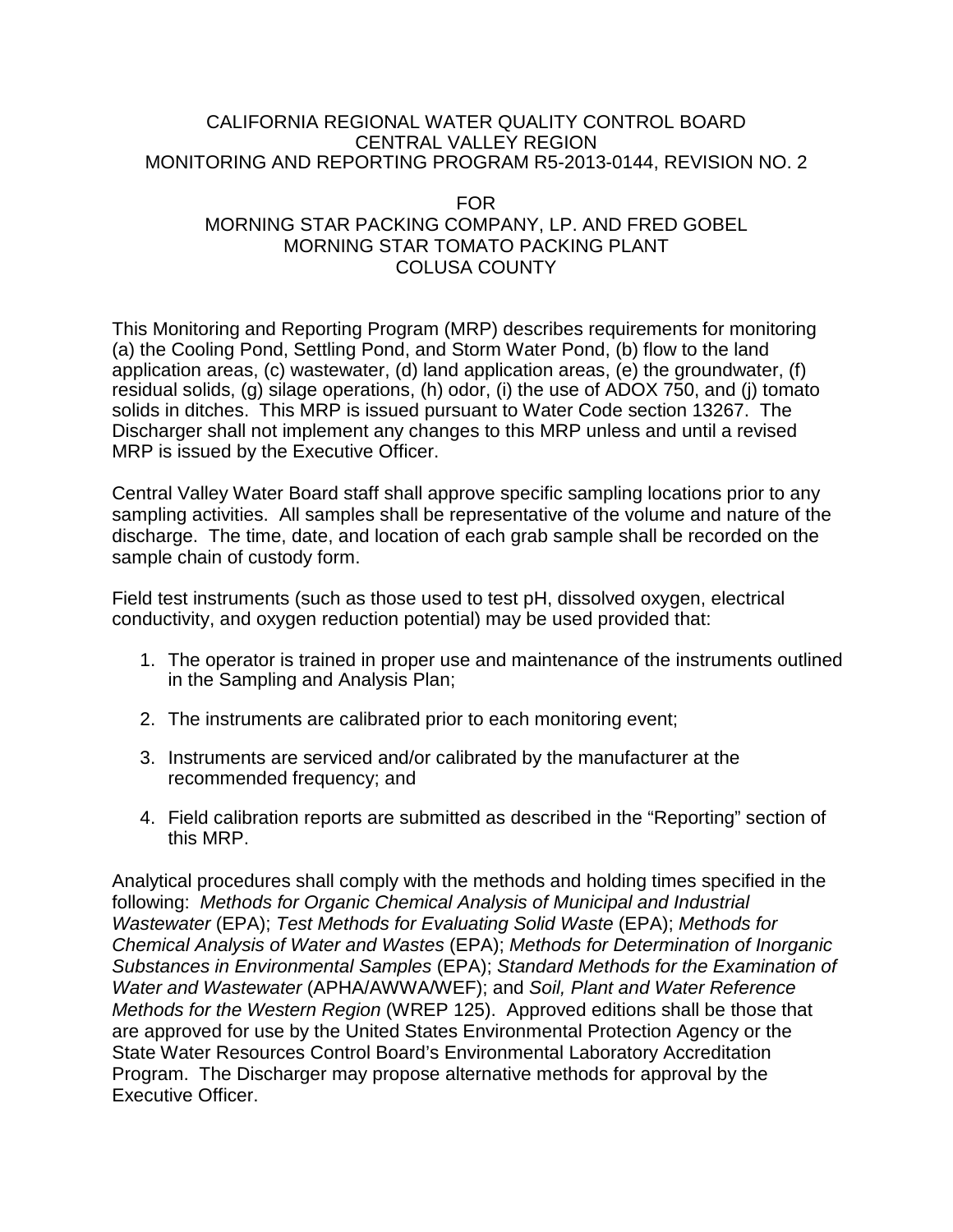# CALIFORNIA REGIONAL WATER QUALITY CONTROL BOARD
# CENTRAL VALLEY REGION
# MONITORING AND REPORTING PROGRAM R5-2013-0144, REVISION NO. 2

FOR
MORNING STAR PACKING COMPANY, LP. AND FRED GOBEL
MORNING STAR TOMATO PACKING PLANT
COLUSA COUNTY

This Monitoring and Reporting Program (MRP) describes requirements for monitoring (a) the Cooling Pond, Settling Pond, and Storm Water Pond, (b) flow to the land application areas, (c) wastewater, (d) land application areas, (e) the groundwater, (f) residual solids, (g) silage operations, (h) odor, (i) the use of ADOX 750, and (j) tomato solids in ditches. This MRP is issued pursuant to Water Code section 13267. The Discharger shall not implement any changes to this MRP unless and until a revised MRP is issued by the Executive Officer.

Central Valley Water Board staff shall approve specific sampling locations prior to any sampling activities. All samples shall be representative of the volume and nature of the discharge. The time, date, and location of each grab sample shall be recorded on the sample chain of custody form.

Field test instruments (such as those used to test pH, dissolved oxygen, electrical conductivity, and oxygen reduction potential) may be used provided that:

1. The operator is trained in proper use and maintenance of the instruments outlined in the Sampling and Analysis Plan;

2. The instruments are calibrated prior to each monitoring event;

3. Instruments are serviced and/or calibrated by the manufacturer at the recommended frequency; and

4. Field calibration reports are submitted as described in the "Reporting" section of this MRP.

Analytical procedures shall comply with the methods and holding times specified in the following: *Methods for Organic Chemical Analysis of Municipal and Industrial Wastewater* (EPA); *Test Methods for Evaluating Solid Waste* (EPA); *Methods for Chemical Analysis of Water and Wastes* (EPA); *Methods for Determination of Inorganic Substances in Environmental Samples* (EPA); *Standard Methods for the Examination of Water and Wastewater* (APHA/AWWA/WEF); and *Soil, Plant and Water Reference Methods for the Western Region* (WREP 125). Approved editions shall be those that are approved for use by the United States Environmental Protection Agency or the State Water Resources Control Board's Environmental Laboratory Accreditation Program. The Discharger may propose alternative methods for approval by the Executive Officer.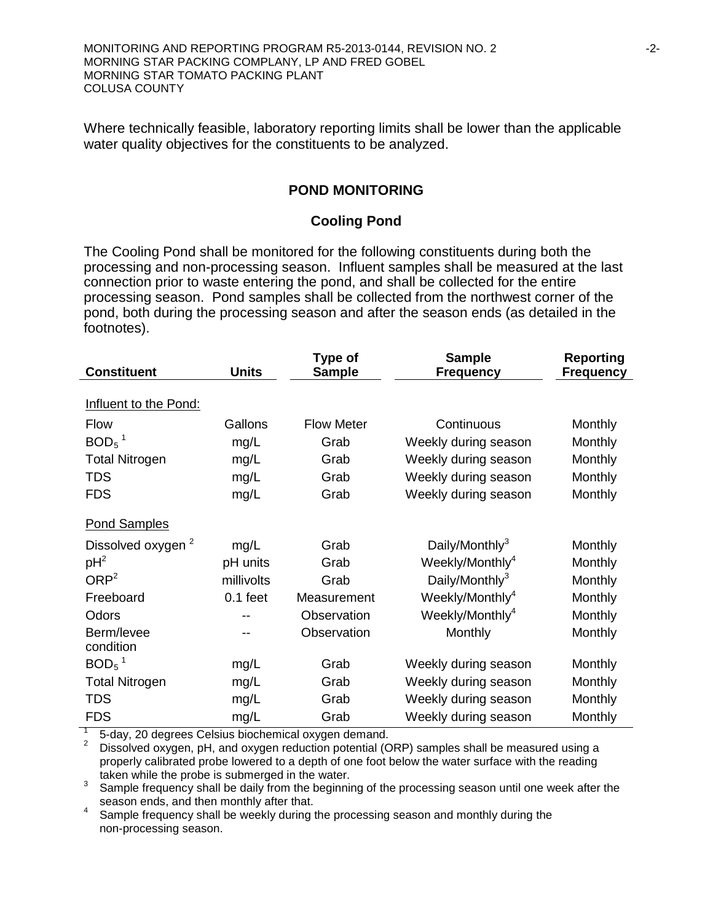Where technically feasible, laboratory reporting limits shall be lower than the applicable water quality objectives for the constituents to be analyzed.

## POND MONITORING

### Cooling Pond

The Cooling Pond shall be monitored for the following constituents during both the processing and non-processing season. Influent samples shall be measured at the last connection prior to waste entering the pond, and shall be collected for the entire processing season. Pond samples shall be collected from the northwest corner of the pond, both during the processing season and after the season ends (as detailed in the footnotes).

| Constituent | Units | Type of Sample | Sample Frequency | Reporting Frequency |
|---|---|---|---|---|
| Influent to the Pond: | | | | |
| Flow | Gallons | Flow Meter | Continuous | Monthly |
| $BOD_5$ [1] | mg/L | Grab | Weekly during season | Monthly |
| Total Nitrogen | mg/L | Grab | Weekly during season | Monthly |
| TDS | mg/L | Grab | Weekly during season | Monthly |
| FDS | mg/L | Grab | Weekly during season | Monthly |
| Pond Samples | | | | |
| Dissolved oxygen [2] | mg/L | Grab | Daily/Monthly[3] | Monthly |
| pH[2] | pH units | Grab | Weekly/Monthly[4] | Monthly |
| ORP[2] | millivolts | Grab | Daily/Monthly[3] | Monthly |
| Freeboard | 0.1 feet | Measurement | Weekly/Monthly[4] | Monthly |
| Odors | -- | Observation | Weekly/Monthly[4] | Monthly |
| Berm/levee condition | -- | Observation | Monthly | Monthly |
| $BOD_5$ [1] | mg/L | Grab | Weekly during season | Monthly |
| Total Nitrogen | mg/L | Grab | Weekly during season | Monthly |
| TDS | mg/L | Grab | Weekly during season | Monthly |
| FDS | mg/L | Grab | Weekly during season | Monthly |

[1] 5-day, 20 degrees Celsius biochemical oxygen demand.

[2] Dissolved oxygen, pH, and oxygen reduction potential (ORP) samples shall be measured using a properly calibrated probe lowered to a depth of one foot below the water surface with the reading taken while the probe is submerged in the water.

[3] Sample frequency shall be daily from the beginning of the processing season until one week after the season ends, and then monthly after that.

[4] Sample frequency shall be weekly during the processing season and monthly during the non-processing season.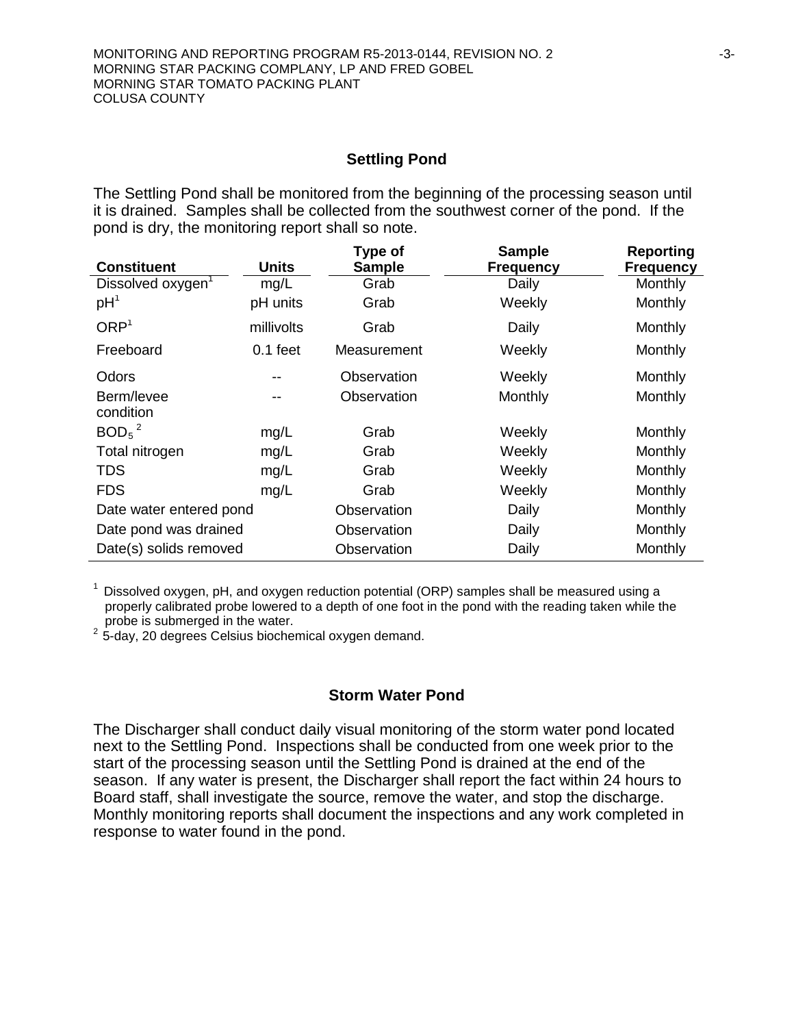## Settling Pond

The Settling Pond shall be monitored from the beginning of the processing season until it is drained. Samples shall be collected from the southwest corner of the pond. If the pond is dry, the monitoring report shall so note.

| Constituent | Units | Type of Sample | Sample Frequency | Reporting Frequency |
|---|---|---|---|---|
| Dissolved oxygen[1] | mg/L | Grab | Daily | Monthly |
| pH[1] | pH units | Grab | Weekly | Monthly |
| ORP[1] | millivolts | Grab | Daily | Monthly |
| Freeboard | 0.1 feet | Measurement | Weekly | Monthly |
| Odors | -- | Observation | Weekly | Monthly |
| Berm/levee condition | -- | Observation | Monthly | Monthly |
| $BOD_5$ [2] | mg/L | Grab | Weekly | Monthly |
| Total nitrogen | mg/L | Grab | Weekly | Monthly |
| TDS | mg/L | Grab | Weekly | Monthly |
| FDS | mg/L | Grab | Weekly | Monthly |
| Date water entered pond | | Observation | Daily | Monthly |
| Date pond was drained | | Observation | Daily | Monthly |
| Date(s) solids removed | | Observation | Daily | Monthly |

[1] Dissolved oxygen, pH, and oxygen reduction potential (ORP) samples shall be measured using a properly calibrated probe lowered to a depth of one foot in the pond with the reading taken while the probe is submerged in the water.

[2] 5-day, 20 degrees Celsius biochemical oxygen demand.

## Storm Water Pond

The Discharger shall conduct daily visual monitoring of the storm water pond located next to the Settling Pond. Inspections shall be conducted from one week prior to the start of the processing season until the Settling Pond is drained at the end of the season. If any water is present, the Discharger shall report the fact within 24 hours to Board staff, shall investigate the source, remove the water, and stop the discharge. Monthly monitoring reports shall document the inspections and any work completed in response to water found in the pond.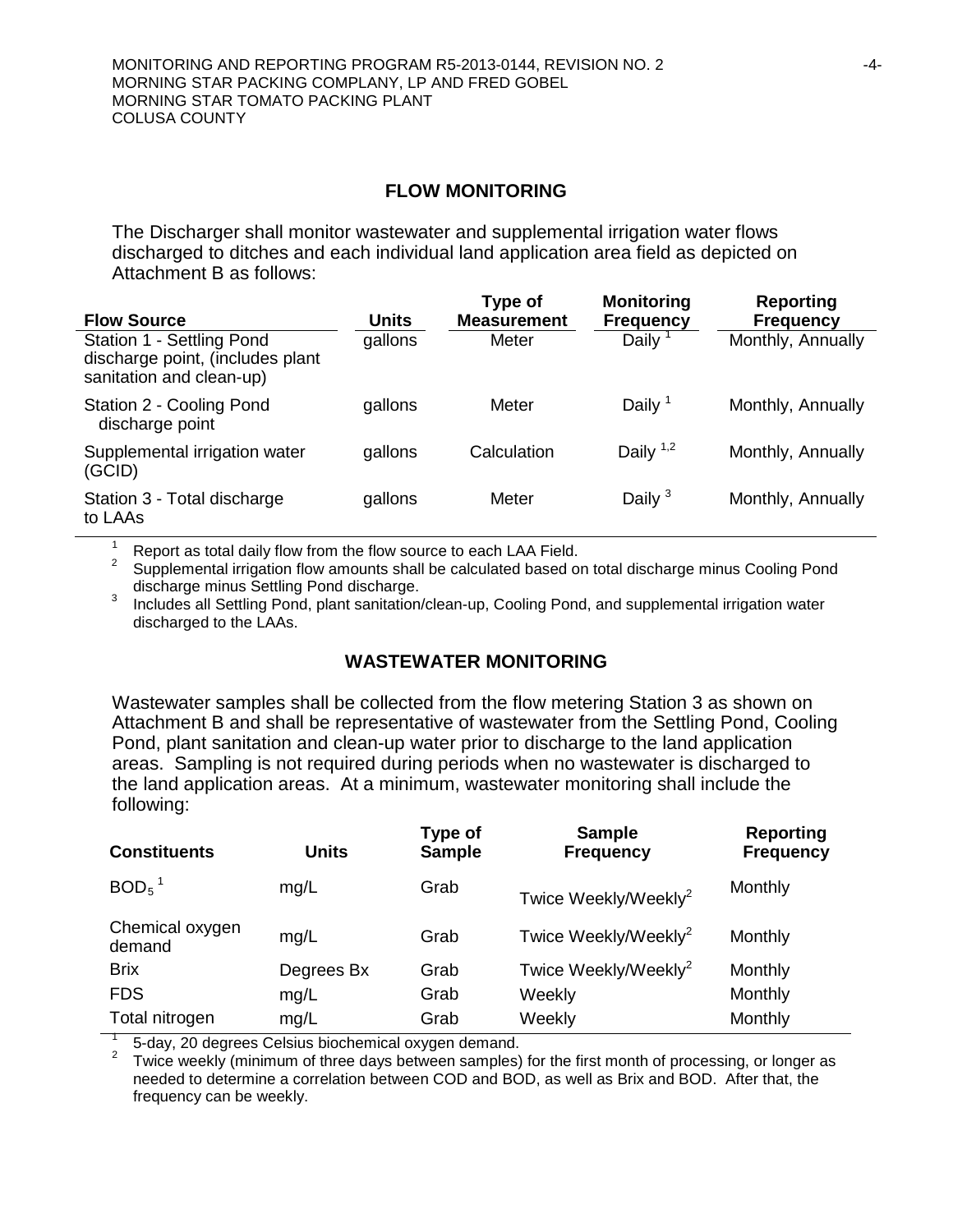## FLOW MONITORING

The Discharger shall monitor wastewater and supplemental irrigation water flows discharged to ditches and each individual land application area field as depicted on Attachment B as follows:

| Flow Source | Units | Type of Measurement | Monitoring Frequency | Reporting Frequency |
|---|---|---|---|---|
| Station 1 - Settling Pond discharge point, (includes plant sanitation and clean-up) | gallons | Meter | Daily [1] | Monthly, Annually |
| Station 2 - Cooling Pond discharge point | gallons | Meter | Daily [1] | Monthly, Annually |
| Supplemental irrigation water (GCID) | gallons | Calculation | Daily [1,2] | Monthly, Annually |
| Station 3 - Total discharge to LAAs | gallons | Meter | Daily [3] | Monthly, Annually |

[1] Report as total daily flow from the flow source to each LAA Field.

[2] Supplemental irrigation flow amounts shall be calculated based on total discharge minus Cooling Pond discharge minus Settling Pond discharge.

[3] Includes all Settling Pond, plant sanitation/clean-up, Cooling Pond, and supplemental irrigation water discharged to the LAAs.

## WASTEWATER MONITORING

Wastewater samples shall be collected from the flow metering Station 3 as shown on Attachment B and shall be representative of wastewater from the Settling Pond, Cooling Pond, plant sanitation and clean-up water prior to discharge to the land application areas. Sampling is not required during periods when no wastewater is discharged to the land application areas. At a minimum, wastewater monitoring shall include the following:

| Constituents | Units | Type of Sample | Sample Frequency | Reporting Frequency |
|---|---|---|---|---|
| $BOD_5$ [1] | mg/L | Grab | Twice Weekly/Weekly[2] | Monthly |
| Chemical oxygen demand | mg/L | Grab | Twice Weekly/Weekly[2] | Monthly |
| Brix | Degrees Bx | Grab | Twice Weekly/Weekly[2] | Monthly |
| FDS | mg/L | Grab | Weekly | Monthly |
| Total nitrogen | mg/L | Grab | Weekly | Monthly |

[1] 5-day, 20 degrees Celsius biochemical oxygen demand.

[2] Twice weekly (minimum of three days between samples) for the first month of processing, or longer as needed to determine a correlation between COD and BOD, as well as Brix and BOD. After that, the frequency can be weekly.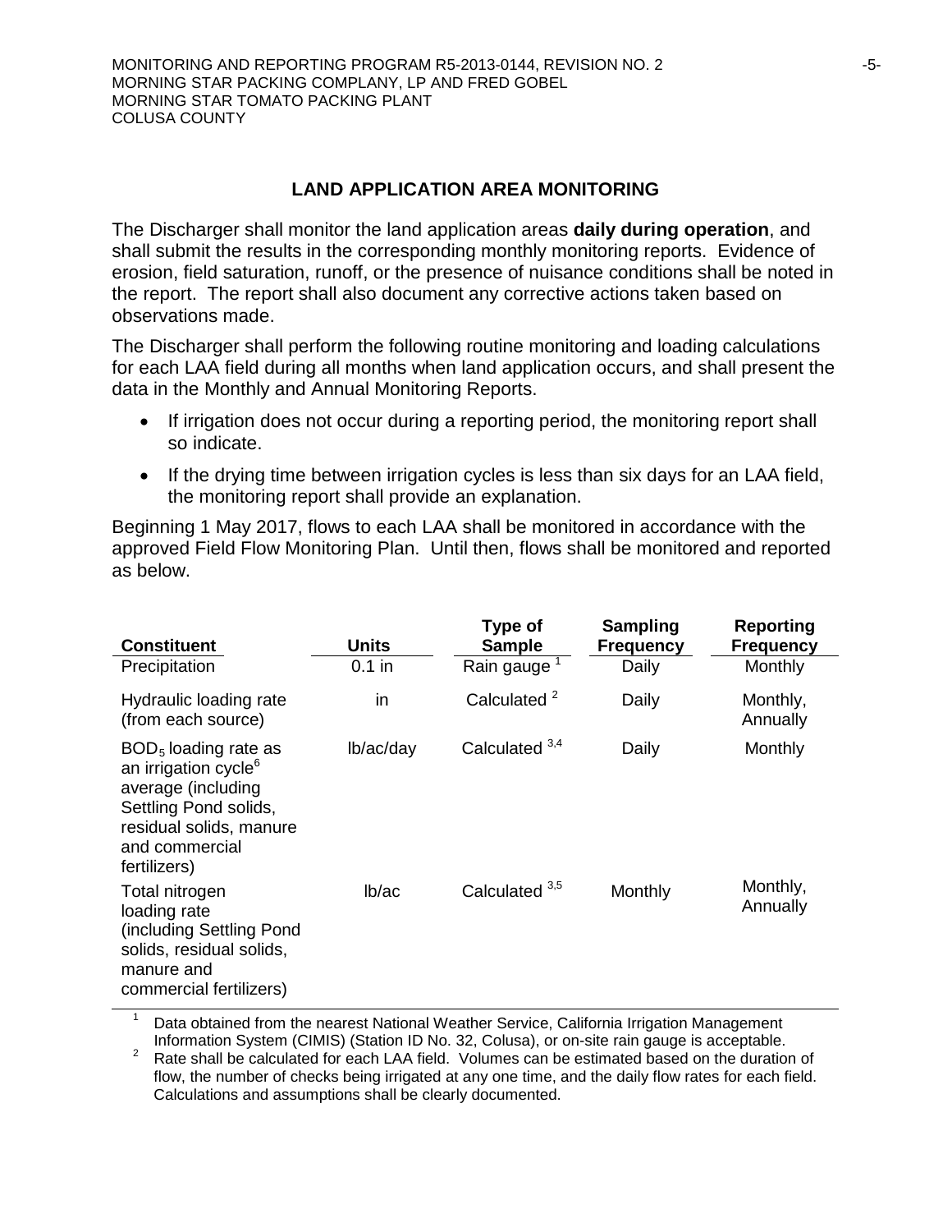## LAND APPLICATION AREA MONITORING

The Discharger shall monitor the land application areas **daily during operation**, and shall submit the results in the corresponding monthly monitoring reports. Evidence of erosion, field saturation, runoff, or the presence of nuisance conditions shall be noted in the report. The report shall also document any corrective actions taken based on observations made.

The Discharger shall perform the following routine monitoring and loading calculations for each LAA field during all months when land application occurs, and shall present the data in the Monthly and Annual Monitoring Reports.

- If irrigation does not occur during a reporting period, the monitoring report shall so indicate.
- If the drying time between irrigation cycles is less than six days for an LAA field, the monitoring report shall provide an explanation.

Beginning 1 May 2017, flows to each LAA shall be monitored in accordance with the approved Field Flow Monitoring Plan. Until then, flows shall be monitored and reported as below.

| Constituent | Units | Type of Sample | Sampling Frequency | Reporting Frequency |
|---|---|---|---|---|
| Precipitation | 0.1 in | Rain gauge [1] | Daily | Monthly |
| Hydraulic loading rate (from each source) | in | Calculated [2] | Daily | Monthly, Annually |
| $BOD_5$ loading rate as an irrigation cycle[6] average (including Settling Pond solids, residual solids, manure and commercial fertilizers) | lb/ac/day | Calculated [3,4] | Daily | Monthly |
| Total nitrogen loading rate (including Settling Pond solids, residual solids, manure and commercial fertilizers) | lb/ac | Calculated [3,5] | Monthly | Monthly, Annually |

[1] Data obtained from the nearest National Weather Service, California Irrigation Management Information System (CIMIS) (Station ID No. 32, Colusa), or on-site rain gauge is acceptable.

[2] Rate shall be calculated for each LAA field. Volumes can be estimated based on the duration of flow, the number of checks being irrigated at any one time, and the daily flow rates for each field. Calculations and assumptions shall be clearly documented.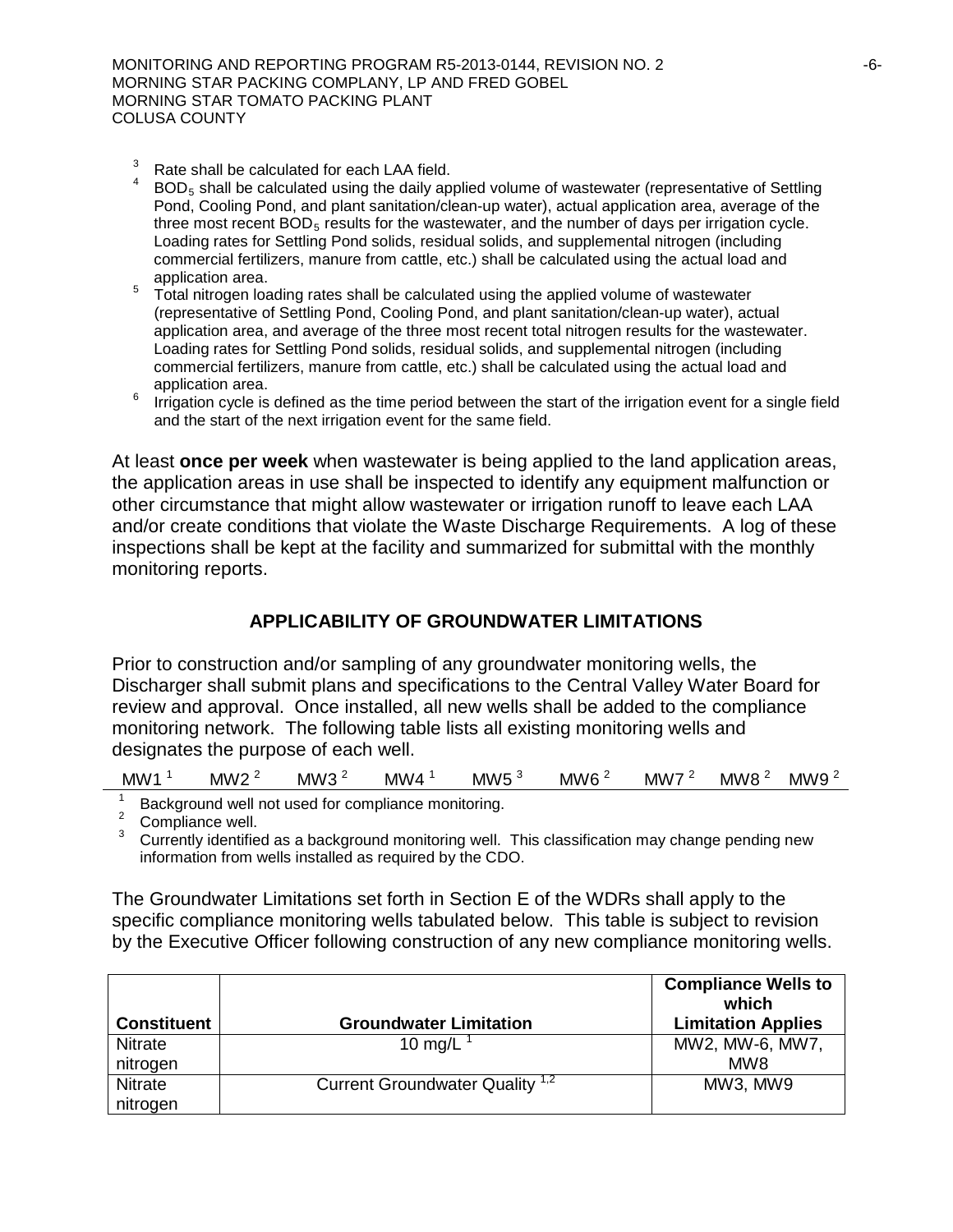[3] Rate shall be calculated for each LAA field.

[4] $BOD_5$ shall be calculated using the daily applied volume of wastewater (representative of Settling Pond, Cooling Pond, and plant sanitation/clean-up water), actual application area, average of the three most recent $BOD_5$ results for the wastewater, and the number of days per irrigation cycle. Loading rates for Settling Pond solids, residual solids, and supplemental nitrogen (including commercial fertilizers, manure from cattle, etc.) shall be calculated using the actual load and application area.

[5] Total nitrogen loading rates shall be calculated using the applied volume of wastewater (representative of Settling Pond, Cooling Pond, and plant sanitation/clean-up water), actual application area, and average of the three most recent total nitrogen results for the wastewater. Loading rates for Settling Pond solids, residual solids, and supplemental nitrogen (including commercial fertilizers, manure from cattle, etc.) shall be calculated using the actual load and application area.

[6] Irrigation cycle is defined as the time period between the start of the irrigation event for a single field and the start of the next irrigation event for the same field.

At least **once per week** when wastewater is being applied to the land application areas, the application areas in use shall be inspected to identify any equipment malfunction or other circumstance that might allow wastewater or irrigation runoff to leave each LAA and/or create conditions that violate the Waste Discharge Requirements. A log of these inspections shall be kept at the facility and summarized for submittal with the monthly monitoring reports.

## APPLICABILITY OF GROUNDWATER LIMITATIONS

Prior to construction and/or sampling of any groundwater monitoring wells, the Discharger shall submit plans and specifications to the Central Valley Water Board for review and approval. Once installed, all new wells shall be added to the compliance monitoring network. The following table lists all existing monitoring wells and designates the purpose of each well.

| MW1 [1] | MW2 [2] | MW3 [2] | MW4 [1] | MW5 [3] | MW6 [2] | MW7 [2] | MW8 [2] | MW9 [2] |
|---|---|---|---|---|---|---|---|---|

[1] Background well not used for compliance monitoring.

[2] Compliance well.

[3] Currently identified as a background monitoring well. This classification may change pending new information from wells installed as required by the CDO.

The Groundwater Limitations set forth in Section E of the WDRs shall apply to the specific compliance monitoring wells tabulated below. This table is subject to revision by the Executive Officer following construction of any new compliance monitoring wells.

| Constituent | Groundwater Limitation | Compliance Wells to which Limitation Applies |
|---|---|---|
| Nitrate nitrogen | 10 mg/L [1] | MW2, MW-6, MW7, MW8 |
| Nitrate nitrogen | Current Groundwater Quality [1,2] | MW3, MW9 |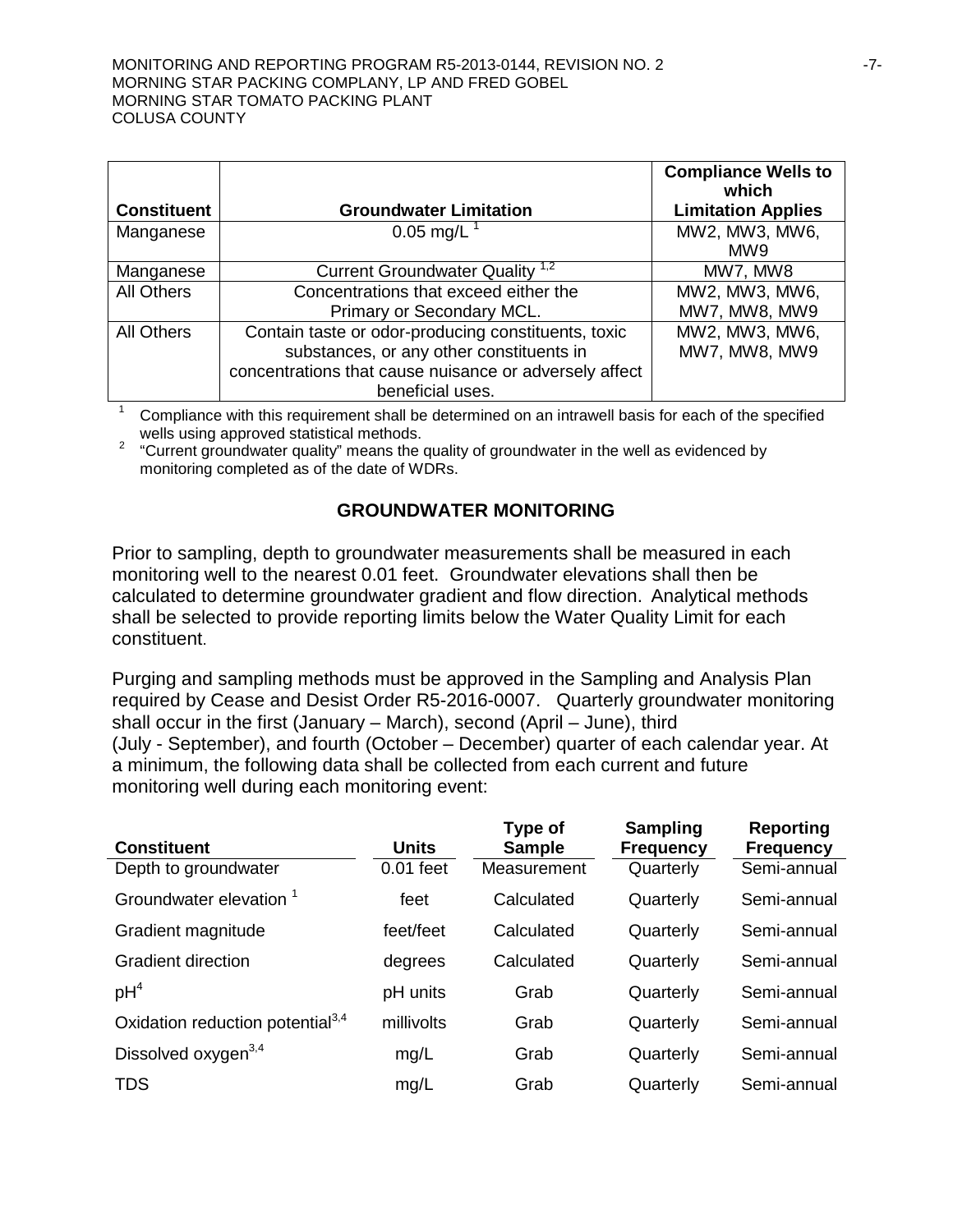| Constituent | Groundwater Limitation | Compliance Wells to which Limitation Applies |
|---|---|---|
| Manganese | 0.05 mg/L [1] | MW2, MW3, MW6, MW9 |
| Manganese | Current Groundwater Quality [1,2] | MW7, MW8 |
| All Others | Concentrations that exceed either the Primary or Secondary MCL. | MW2, MW3, MW6, MW7, MW8, MW9 |
| All Others | Contain taste or odor-producing constituents, toxic substances, or any other constituents in concentrations that cause nuisance or adversely affect beneficial uses. | MW2, MW3, MW6, MW7, MW8, MW9 |

[1] Compliance with this requirement shall be determined on an intrawell basis for each of the specified wells using approved statistical methods.

[2] "Current groundwater quality" means the quality of groundwater in the well as evidenced by monitoring completed as of the date of WDRs.

## GROUNDWATER MONITORING

Prior to sampling, depth to groundwater measurements shall be measured in each monitoring well to the nearest 0.01 feet. Groundwater elevations shall then be calculated to determine groundwater gradient and flow direction. Analytical methods shall be selected to provide reporting limits below the Water Quality Limit for each constituent.

Purging and sampling methods must be approved in the Sampling and Analysis Plan required by Cease and Desist Order R5-2016-0007. Quarterly groundwater monitoring shall occur in the first (January – March), second (April – June), third (July - September), and fourth (October – December) quarter of each calendar year. At a minimum, the following data shall be collected from each current and future monitoring well during each monitoring event:

| Constituent | Units | Type of Sample | Sampling Frequency | Reporting Frequency |
|---|---|---|---|---|
| Depth to groundwater | 0.01 feet | Measurement | Quarterly | Semi-annual |
| Groundwater elevation [1] | feet | Calculated | Quarterly | Semi-annual |
| Gradient magnitude | feet/feet | Calculated | Quarterly | Semi-annual |
| Gradient direction | degrees | Calculated | Quarterly | Semi-annual |
| pH[4] | pH units | Grab | Quarterly | Semi-annual |
| Oxidation reduction potential[3,4] | millivolts | Grab | Quarterly | Semi-annual |
| Dissolved oxygen[3,4] | mg/L | Grab | Quarterly | Semi-annual |
| TDS | mg/L | Grab | Quarterly | Semi-annual |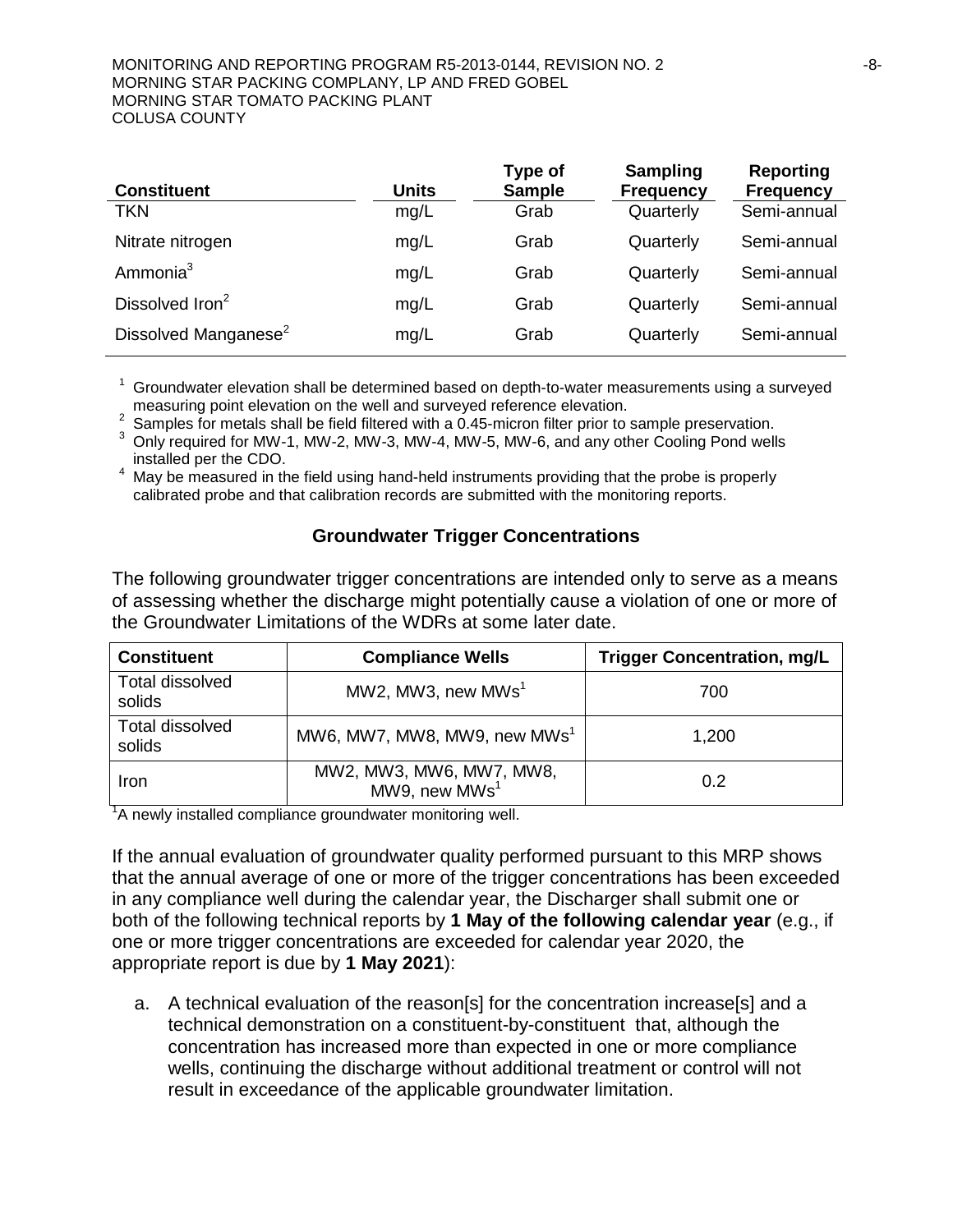| Constituent | Units | Type of Sample | Sampling Frequency | Reporting Frequency |
|---|---|---|---|---|
| TKN | mg/L | Grab | Quarterly | Semi-annual |
| Nitrate nitrogen | mg/L | Grab | Quarterly | Semi-annual |
| Ammonia[3] | mg/L | Grab | Quarterly | Semi-annual |
| Dissolved Iron[2] | mg/L | Grab | Quarterly | Semi-annual |
| Dissolved Manganese[2] | mg/L | Grab | Quarterly | Semi-annual |

[1] Groundwater elevation shall be determined based on depth-to-water measurements using a surveyed measuring point elevation on the well and surveyed reference elevation.
[2] Samples for metals shall be field filtered with a 0.45-micron filter prior to sample preservation.
[3] Only required for MW-1, MW-2, MW-3, MW-4, MW-5, MW-6, and any other Cooling Pond wells installed per the CDO.
[4] May be measured in the field using hand-held instruments providing that the probe is properly calibrated probe and that calibration records are submitted with the monitoring reports.

### Groundwater Trigger Concentrations

The following groundwater trigger concentrations are intended only to serve as a means of assessing whether the discharge might potentially cause a violation of one or more of the Groundwater Limitations of the WDRs at some later date.

| Constituent | Compliance Wells | Trigger Concentration, mg/L |
|---|---|---|
| Total dissolved solids | MW2, MW3, new MWs[1] | 700 |
| Total dissolved solids | MW6, MW7, MW8, MW9, new MWs[1] | 1,200 |
| Iron | MW2, MW3, MW6, MW7, MW8, MW9, new MWs[1] | 0.2 |

[1]A newly installed compliance groundwater monitoring well.

If the annual evaluation of groundwater quality performed pursuant to this MRP shows that the annual average of one or more of the trigger concentrations has been exceeded in any compliance well during the calendar year, the Discharger shall submit one or both of the following technical reports by **1 May of the following calendar year** (e.g., if one or more trigger concentrations are exceeded for calendar year 2020, the appropriate report is due by **1 May 2021**):

a. A technical evaluation of the reason[s] for the concentration increase[s] and a technical demonstration on a constituent-by-constituent that, although the concentration has increased more than expected in one or more compliance wells, continuing the discharge without additional treatment or control will not result in exceedance of the applicable groundwater limitation.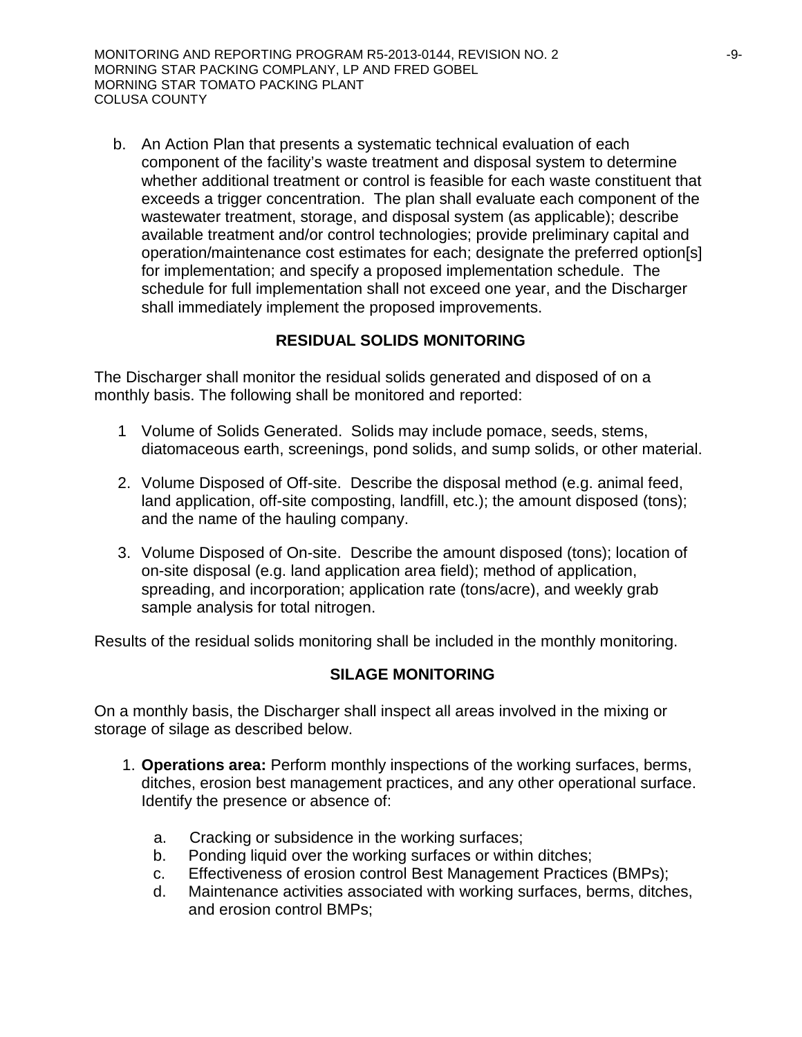b. An Action Plan that presents a systematic technical evaluation of each component of the facility's waste treatment and disposal system to determine whether additional treatment or control is feasible for each waste constituent that exceeds a trigger concentration. The plan shall evaluate each component of the wastewater treatment, storage, and disposal system (as applicable); describe available treatment and/or control technologies; provide preliminary capital and operation/maintenance cost estimates for each; designate the preferred option[s] for implementation; and specify a proposed implementation schedule. The schedule for full implementation shall not exceed one year, and the Discharger shall immediately implement the proposed improvements.

## RESIDUAL SOLIDS MONITORING

The Discharger shall monitor the residual solids generated and disposed of on a monthly basis. The following shall be monitored and reported:

1 Volume of Solids Generated. Solids may include pomace, seeds, stems, diatomaceous earth, screenings, pond solids, and sump solids, or other material.

2. Volume Disposed of Off-site. Describe the disposal method (e.g. animal feed, land application, off-site composting, landfill, etc.); the amount disposed (tons); and the name of the hauling company.

3. Volume Disposed of On-site. Describe the amount disposed (tons); location of on-site disposal (e.g. land application area field); method of application, spreading, and incorporation; application rate (tons/acre), and weekly grab sample analysis for total nitrogen.

Results of the residual solids monitoring shall be included in the monthly monitoring.

## SILAGE MONITORING

On a monthly basis, the Discharger shall inspect all areas involved in the mixing or storage of silage as described below.

1. **Operations area:** Perform monthly inspections of the working surfaces, berms, ditches, erosion best management practices, and any other operational surface. Identify the presence or absence of:

   a. Cracking or subsidence in the working surfaces;
   b. Ponding liquid over the working surfaces or within ditches;
   c. Effectiveness of erosion control Best Management Practices (BMPs);
   d. Maintenance activities associated with working surfaces, berms, ditches, and erosion control BMPs;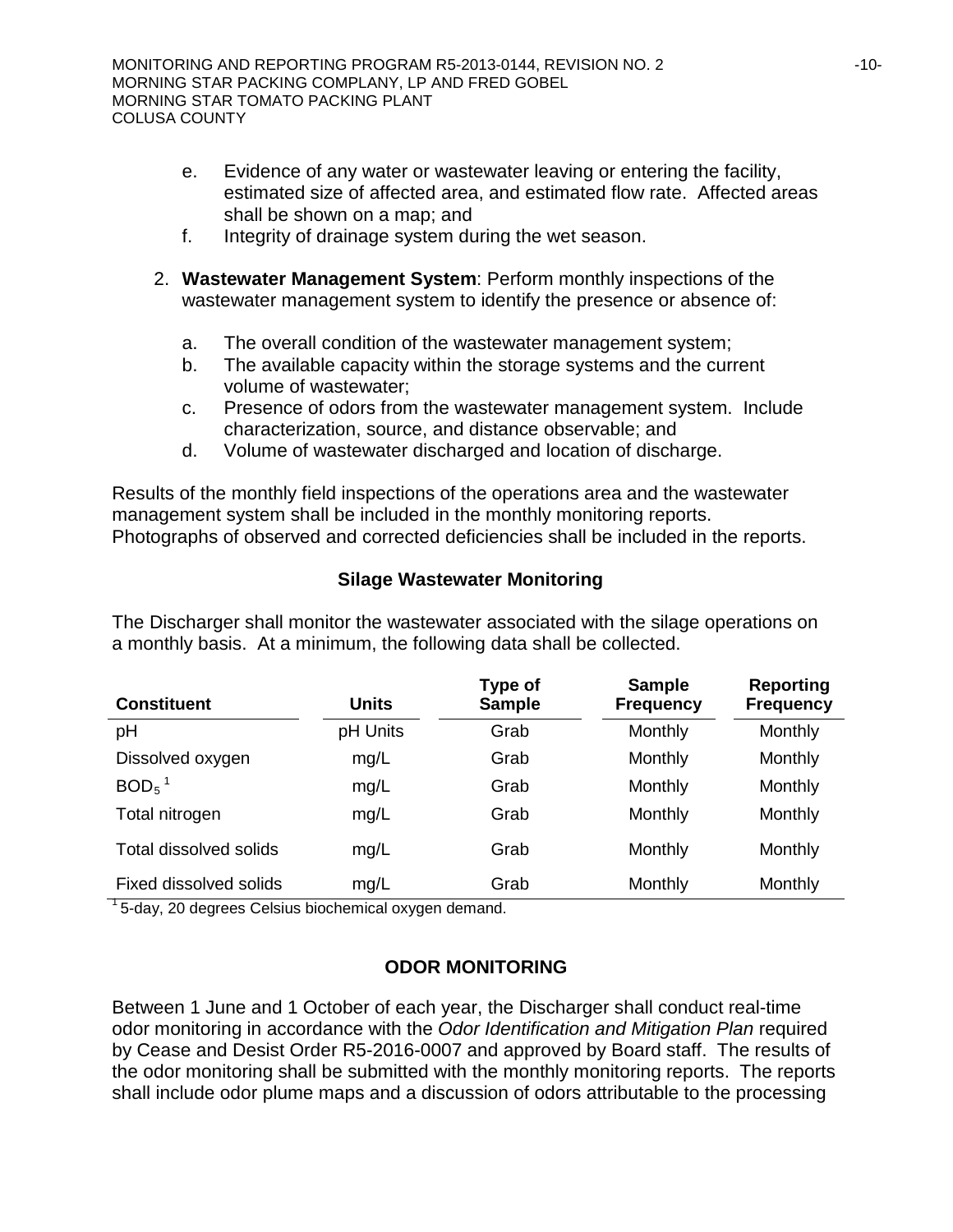e. Evidence of any water or wastewater leaving or entering the facility, estimated size of affected area, and estimated flow rate. Affected areas shall be shown on a map; and
f. Integrity of drainage system during the wet season.

2. **Wastewater Management System**: Perform monthly inspections of the wastewater management system to identify the presence or absence of:

   a. The overall condition of the wastewater management system;
   b. The available capacity within the storage systems and the current volume of wastewater;
   c. Presence of odors from the wastewater management system. Include characterization, source, and distance observable; and
   d. Volume of wastewater discharged and location of discharge.

Results of the monthly field inspections of the operations area and the wastewater management system shall be included in the monthly monitoring reports. Photographs of observed and corrected deficiencies shall be included in the reports.

### Silage Wastewater Monitoring

The Discharger shall monitor the wastewater associated with the silage operations on a monthly basis. At a minimum, the following data shall be collected.

| Constituent | Units | Type of Sample | Sample Frequency | Reporting Frequency |
|---|---|---|---|---|
| pH | pH Units | Grab | Monthly | Monthly |
| Dissolved oxygen | mg/L | Grab | Monthly | Monthly |
| $BOD_5$ [1] | mg/L | Grab | Monthly | Monthly |
| Total nitrogen | mg/L | Grab | Monthly | Monthly |
| Total dissolved solids | mg/L | Grab | Monthly | Monthly |
| Fixed dissolved solids | mg/L | Grab | Monthly | Monthly |

[1] 5-day, 20 degrees Celsius biochemical oxygen demand.

### ODOR MONITORING

Between 1 June and 1 October of each year, the Discharger shall conduct real-time odor monitoring in accordance with the *Odor Identification and Mitigation Plan* required by Cease and Desist Order R5-2016-0007 and approved by Board staff. The results of the odor monitoring shall be submitted with the monthly monitoring reports. The reports shall include odor plume maps and a discussion of odors attributable to the processing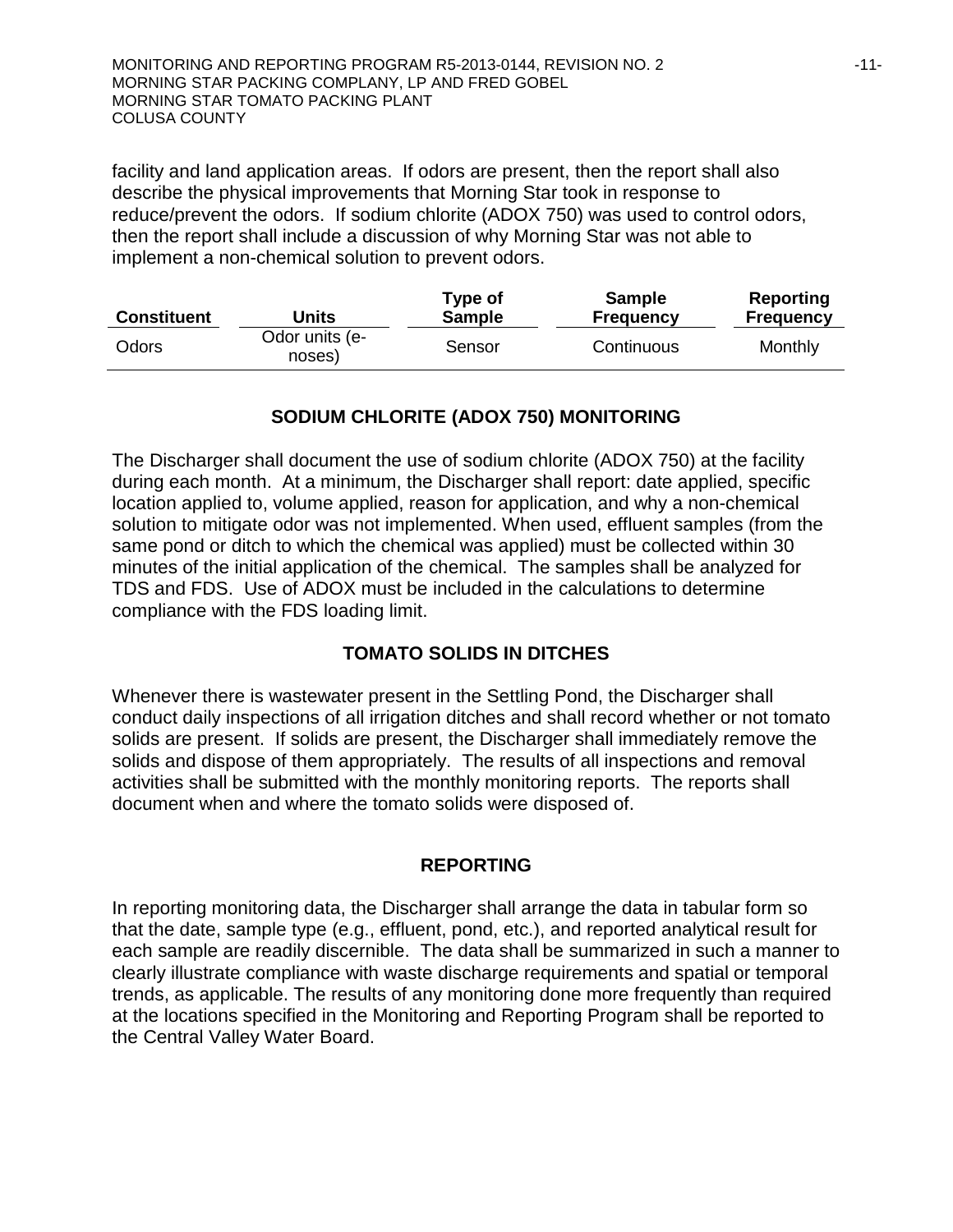facility and land application areas. If odors are present, then the report shall also describe the physical improvements that Morning Star took in response to reduce/prevent the odors. If sodium chlorite (ADOX 750) was used to control odors, then the report shall include a discussion of why Morning Star was not able to implement a non-chemical solution to prevent odors.

| Constituent | Units | Type of Sample | Sample Frequency | Reporting Frequency |
|---|---|---|---|---|
| Odors | Odor units (e-noses) | Sensor | Continuous | Monthly |

## SODIUM CHLORITE (ADOX 750) MONITORING

The Discharger shall document the use of sodium chlorite (ADOX 750) at the facility during each month. At a minimum, the Discharger shall report: date applied, specific location applied to, volume applied, reason for application, and why a non-chemical solution to mitigate odor was not implemented. When used, effluent samples (from the same pond or ditch to which the chemical was applied) must be collected within 30 minutes of the initial application of the chemical. The samples shall be analyzed for TDS and FDS. Use of ADOX must be included in the calculations to determine compliance with the FDS loading limit.

## TOMATO SOLIDS IN DITCHES

Whenever there is wastewater present in the Settling Pond, the Discharger shall conduct daily inspections of all irrigation ditches and shall record whether or not tomato solids are present. If solids are present, the Discharger shall immediately remove the solids and dispose of them appropriately. The results of all inspections and removal activities shall be submitted with the monthly monitoring reports. The reports shall document when and where the tomato solids were disposed of.

## REPORTING

In reporting monitoring data, the Discharger shall arrange the data in tabular form so that the date, sample type (e.g., effluent, pond, etc.), and reported analytical result for each sample are readily discernible. The data shall be summarized in such a manner to clearly illustrate compliance with waste discharge requirements and spatial or temporal trends, as applicable. The results of any monitoring done more frequently than required at the locations specified in the Monitoring and Reporting Program shall be reported to the Central Valley Water Board.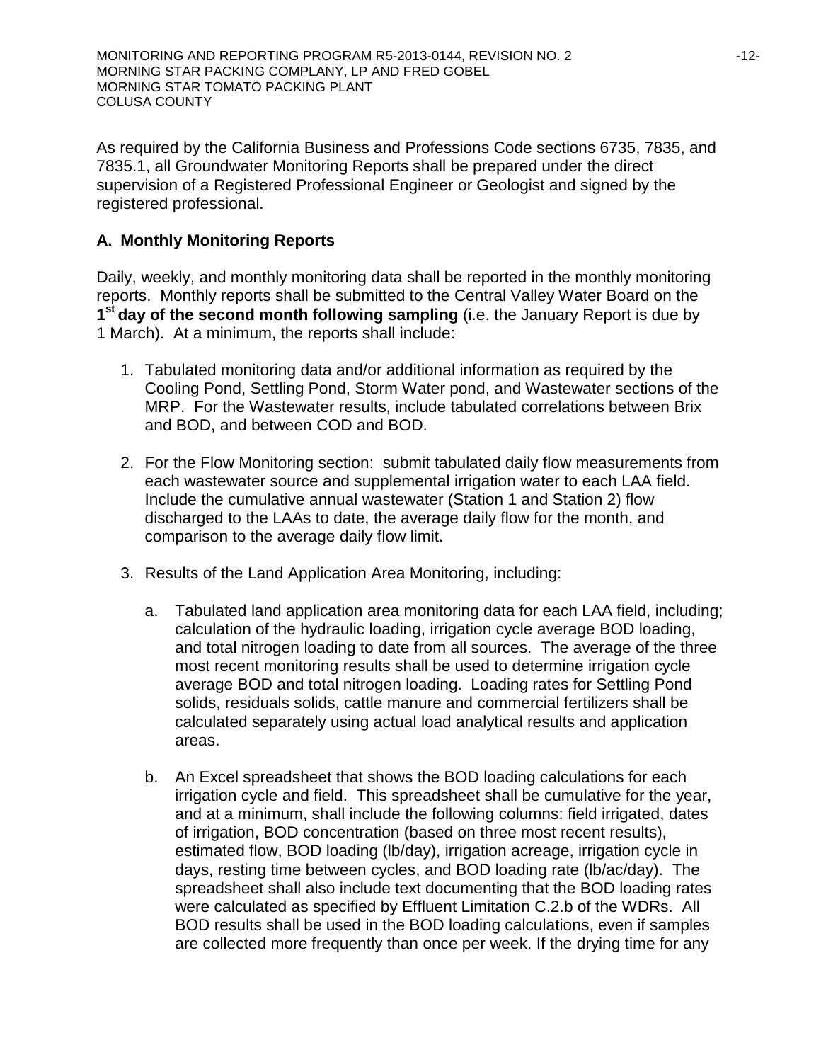As required by the California Business and Professions Code sections 6735, 7835, and 7835.1, all Groundwater Monitoring Reports shall be prepared under the direct supervision of a Registered Professional Engineer or Geologist and signed by the registered professional.

### A. Monthly Monitoring Reports

Daily, weekly, and monthly monitoring data shall be reported in the monthly monitoring reports. Monthly reports shall be submitted to the Central Valley Water Board on the **1st day of the second month following sampling** (i.e. the January Report is due by 1 March). At a minimum, the reports shall include:

1. Tabulated monitoring data and/or additional information as required by the Cooling Pond, Settling Pond, Storm Water pond, and Wastewater sections of the MRP. For the Wastewater results, include tabulated correlations between Brix and BOD, and between COD and BOD.

2. For the Flow Monitoring section: submit tabulated daily flow measurements from each wastewater source and supplemental irrigation water to each LAA field. Include the cumulative annual wastewater (Station 1 and Station 2) flow discharged to the LAAs to date, the average daily flow for the month, and comparison to the average daily flow limit.

3. Results of the Land Application Area Monitoring, including:

   a. Tabulated land application area monitoring data for each LAA field, including; calculation of the hydraulic loading, irrigation cycle average BOD loading, and total nitrogen loading to date from all sources. The average of the three most recent monitoring results shall be used to determine irrigation cycle average BOD and total nitrogen loading. Loading rates for Settling Pond solids, residuals solids, cattle manure and commercial fertilizers shall be calculated separately using actual load analytical results and application areas.

   b. An Excel spreadsheet that shows the BOD loading calculations for each irrigation cycle and field. This spreadsheet shall be cumulative for the year, and at a minimum, shall include the following columns: field irrigated, dates of irrigation, BOD concentration (based on three most recent results), estimated flow, BOD loading (lb/day), irrigation acreage, irrigation cycle in days, resting time between cycles, and BOD loading rate (lb/ac/day). The spreadsheet shall also include text documenting that the BOD loading rates were calculated as specified by Effluent Limitation C.2.b of the WDRs. All BOD results shall be used in the BOD loading calculations, even if samples are collected more frequently than once per week. If the drying time for any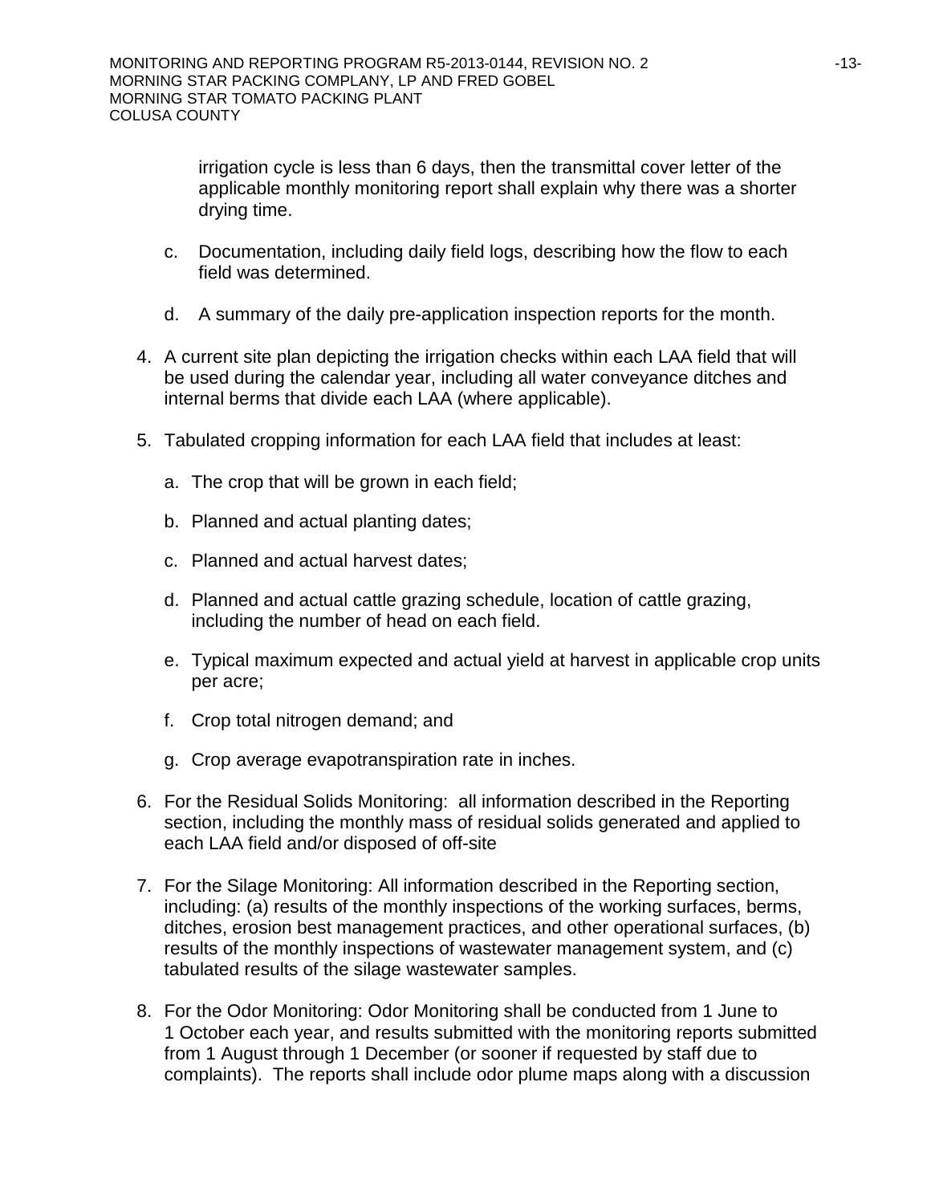irrigation cycle is less than 6 days, then the transmittal cover letter of the applicable monthly monitoring report shall explain why there was a shorter drying time.

c. Documentation, including daily field logs, describing how the flow to each field was determined.

d. A summary of the daily pre-application inspection reports for the month.

4. A current site plan depicting the irrigation checks within each LAA field that will be used during the calendar year, including all water conveyance ditches and internal berms that divide each LAA (where applicable).

5. Tabulated cropping information for each LAA field that includes at least:

   a. The crop that will be grown in each field;

   b. Planned and actual planting dates;

   c. Planned and actual harvest dates;

   d. Planned and actual cattle grazing schedule, location of cattle grazing, including the number of head on each field.

   e. Typical maximum expected and actual yield at harvest in applicable crop units per acre;

   f. Crop total nitrogen demand; and

   g. Crop average evapotranspiration rate in inches.

6. For the Residual Solids Monitoring: all information described in the Reporting section, including the monthly mass of residual solids generated and applied to each LAA field and/or disposed of off-site

7. For the Silage Monitoring: All information described in the Reporting section, including: (a) results of the monthly inspections of the working surfaces, berms, ditches, erosion best management practices, and other operational surfaces, (b) results of the monthly inspections of wastewater management system, and (c) tabulated results of the silage wastewater samples.

8. For the Odor Monitoring: Odor Monitoring shall be conducted from 1 June to 1 October each year, and results submitted with the monitoring reports submitted from 1 August through 1 December (or sooner if requested by staff due to complaints). The reports shall include odor plume maps along with a discussion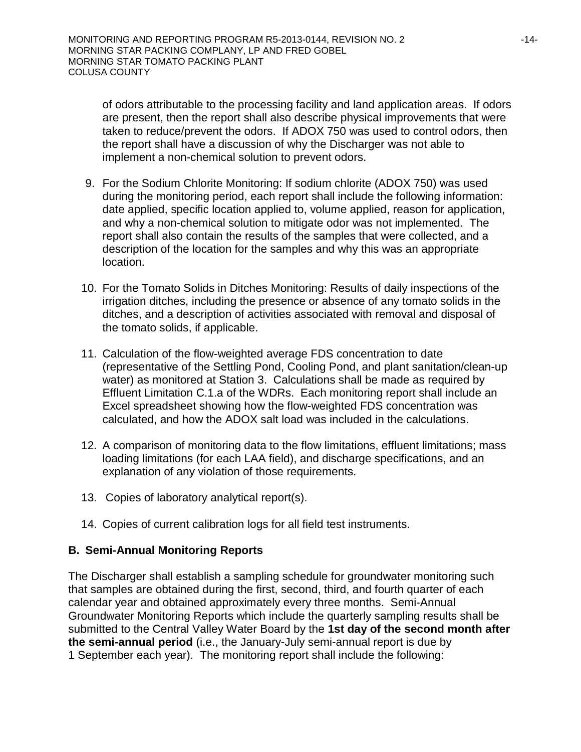of odors attributable to the processing facility and land application areas. If odors are present, then the report shall also describe physical improvements that were taken to reduce/prevent the odors. If ADOX 750 was used to control odors, then the report shall have a discussion of why the Discharger was not able to implement a non-chemical solution to prevent odors.

9. For the Sodium Chlorite Monitoring: If sodium chlorite (ADOX 750) was used during the monitoring period, each report shall include the following information: date applied, specific location applied to, volume applied, reason for application, and why a non-chemical solution to mitigate odor was not implemented. The report shall also contain the results of the samples that were collected, and a description of the location for the samples and why this was an appropriate location.

10. For the Tomato Solids in Ditches Monitoring: Results of daily inspections of the irrigation ditches, including the presence or absence of any tomato solids in the ditches, and a description of activities associated with removal and disposal of the tomato solids, if applicable.

11. Calculation of the flow-weighted average FDS concentration to date (representative of the Settling Pond, Cooling Pond, and plant sanitation/clean-up water) as monitored at Station 3. Calculations shall be made as required by Effluent Limitation C.1.a of the WDRs. Each monitoring report shall include an Excel spreadsheet showing how the flow-weighted FDS concentration was calculated, and how the ADOX salt load was included in the calculations.

12. A comparison of monitoring data to the flow limitations, effluent limitations; mass loading limitations (for each LAA field), and discharge specifications, and an explanation of any violation of those requirements.

13. Copies of laboratory analytical report(s).

14. Copies of current calibration logs for all field test instruments.

## B. Semi-Annual Monitoring Reports

The Discharger shall establish a sampling schedule for groundwater monitoring such that samples are obtained during the first, second, third, and fourth quarter of each calendar year and obtained approximately every three months. Semi-Annual Groundwater Monitoring Reports which include the quarterly sampling results shall be submitted to the Central Valley Water Board by the **1st day of the second month after the semi-annual period** (i.e., the January-July semi-annual report is due by 1 September each year). The monitoring report shall include the following: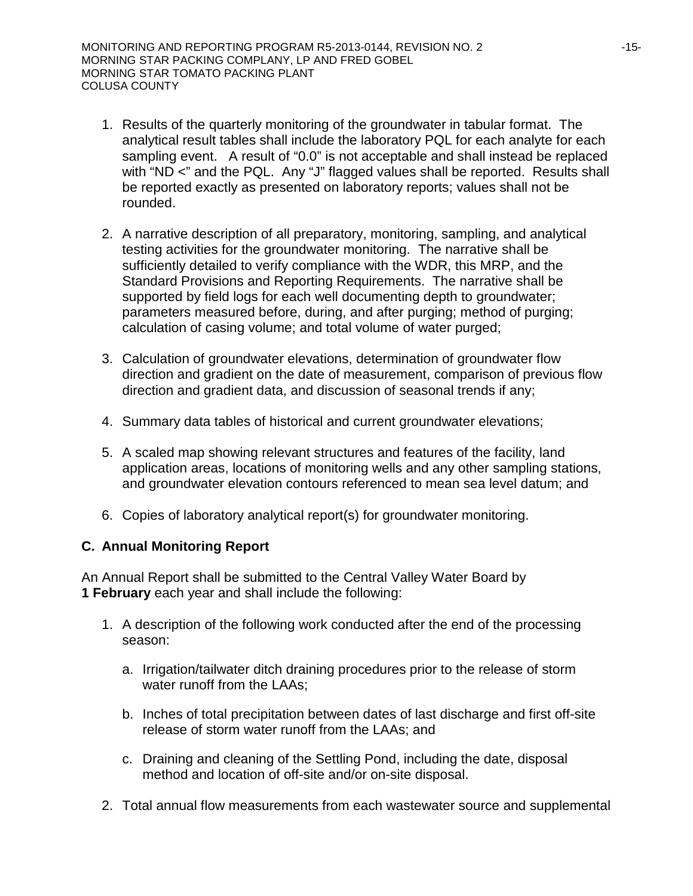1. Results of the quarterly monitoring of the groundwater in tabular format. The analytical result tables shall include the laboratory PQL for each analyte for each sampling event. A result of "0.0" is not acceptable and shall instead be replaced with "ND <" and the PQL. Any "J" flagged values shall be reported. Results shall be reported exactly as presented on laboratory reports; values shall not be rounded.

2. A narrative description of all preparatory, monitoring, sampling, and analytical testing activities for the groundwater monitoring. The narrative shall be sufficiently detailed to verify compliance with the WDR, this MRP, and the Standard Provisions and Reporting Requirements. The narrative shall be supported by field logs for each well documenting depth to groundwater; parameters measured before, during, and after purging; method of purging; calculation of casing volume; and total volume of water purged;

3. Calculation of groundwater elevations, determination of groundwater flow direction and gradient on the date of measurement, comparison of previous flow direction and gradient data, and discussion of seasonal trends if any;

4. Summary data tables of historical and current groundwater elevations;

5. A scaled map showing relevant structures and features of the facility, land application areas, locations of monitoring wells and any other sampling stations, and groundwater elevation contours referenced to mean sea level datum; and

6. Copies of laboratory analytical report(s) for groundwater monitoring.

### C. Annual Monitoring Report

An Annual Report shall be submitted to the Central Valley Water Board by **1 February** each year and shall include the following:

1. A description of the following work conducted after the end of the processing season:

   a. Irrigation/tailwater ditch draining procedures prior to the release of storm water runoff from the LAAs;

   b. Inches of total precipitation between dates of last discharge and first off-site release of storm water runoff from the LAAs; and

   c. Draining and cleaning of the Settling Pond, including the date, disposal method and location of off-site and/or on-site disposal.

2. Total annual flow measurements from each wastewater source and supplemental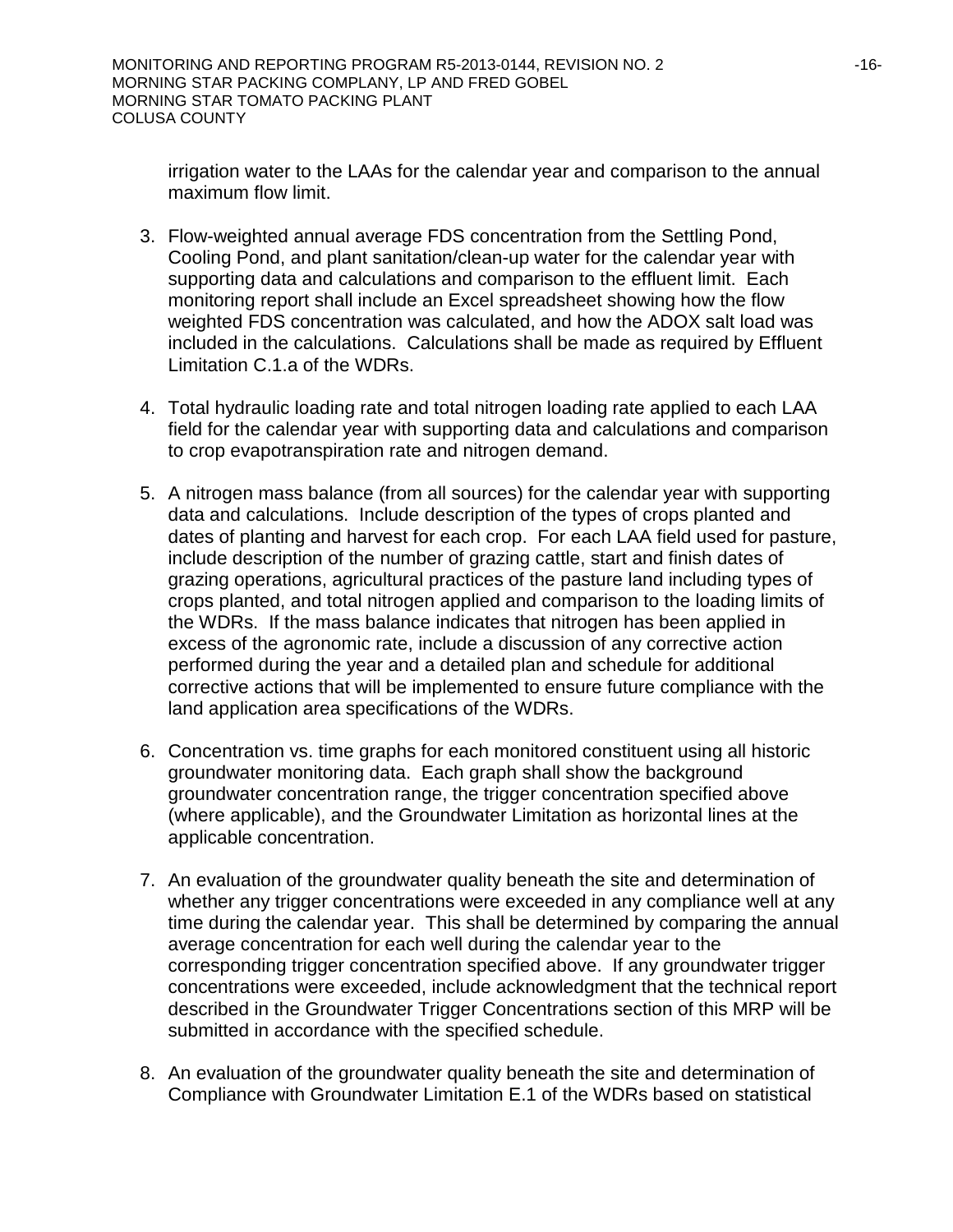irrigation water to the LAAs for the calendar year and comparison to the annual maximum flow limit.

3. Flow-weighted annual average FDS concentration from the Settling Pond, Cooling Pond, and plant sanitation/clean-up water for the calendar year with supporting data and calculations and comparison to the effluent limit. Each monitoring report shall include an Excel spreadsheet showing how the flow weighted FDS concentration was calculated, and how the ADOX salt load was included in the calculations. Calculations shall be made as required by Effluent Limitation C.1.a of the WDRs.

4. Total hydraulic loading rate and total nitrogen loading rate applied to each LAA field for the calendar year with supporting data and calculations and comparison to crop evapotranspiration rate and nitrogen demand.

5. A nitrogen mass balance (from all sources) for the calendar year with supporting data and calculations. Include description of the types of crops planted and dates of planting and harvest for each crop. For each LAA field used for pasture, include description of the number of grazing cattle, start and finish dates of grazing operations, agricultural practices of the pasture land including types of crops planted, and total nitrogen applied and comparison to the loading limits of the WDRs. If the mass balance indicates that nitrogen has been applied in excess of the agronomic rate, include a discussion of any corrective action performed during the year and a detailed plan and schedule for additional corrective actions that will be implemented to ensure future compliance with the land application area specifications of the WDRs.

6. Concentration vs. time graphs for each monitored constituent using all historic groundwater monitoring data. Each graph shall show the background groundwater concentration range, the trigger concentration specified above (where applicable), and the Groundwater Limitation as horizontal lines at the applicable concentration.

7. An evaluation of the groundwater quality beneath the site and determination of whether any trigger concentrations were exceeded in any compliance well at any time during the calendar year. This shall be determined by comparing the annual average concentration for each well during the calendar year to the corresponding trigger concentration specified above. If any groundwater trigger concentrations were exceeded, include acknowledgment that the technical report described in the Groundwater Trigger Concentrations section of this MRP will be submitted in accordance with the specified schedule.

8. An evaluation of the groundwater quality beneath the site and determination of Compliance with Groundwater Limitation E.1 of the WDRs based on statistical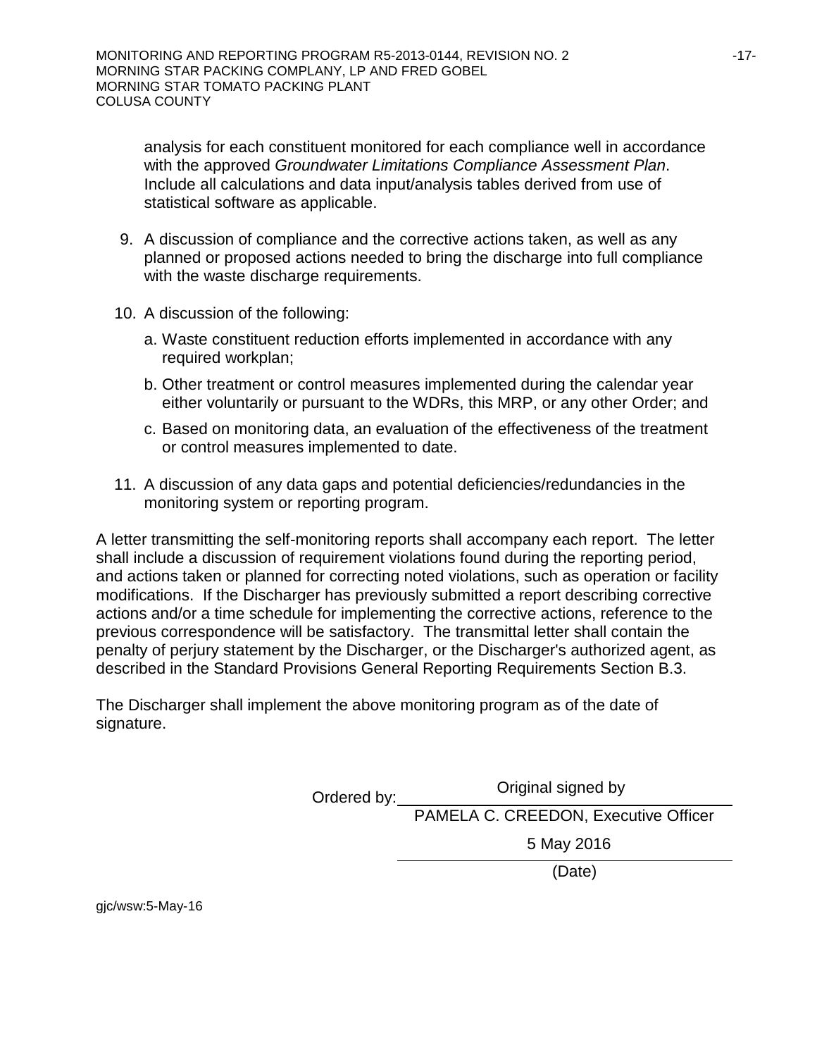analysis for each constituent monitored for each compliance well in accordance with the approved *Groundwater Limitations Compliance Assessment Plan*. Include all calculations and data input/analysis tables derived from use of statistical software as applicable.

9. A discussion of compliance and the corrective actions taken, as well as any planned or proposed actions needed to bring the discharge into full compliance with the waste discharge requirements.

10. A discussion of the following:

    a. Waste constituent reduction efforts implemented in accordance with any required workplan;

    b. Other treatment or control measures implemented during the calendar year either voluntarily or pursuant to the WDRs, this MRP, or any other Order; and

    c. Based on monitoring data, an evaluation of the effectiveness of the treatment or control measures implemented to date.

11. A discussion of any data gaps and potential deficiencies/redundancies in the monitoring system or reporting program.

A letter transmitting the self-monitoring reports shall accompany each report. The letter shall include a discussion of requirement violations found during the reporting period, and actions taken or planned for correcting noted violations, such as operation or facility modifications. If the Discharger has previously submitted a report describing corrective actions and/or a time schedule for implementing the corrective actions, reference to the previous correspondence will be satisfactory. The transmittal letter shall contain the penalty of perjury statement by the Discharger, or the Discharger's authorized agent, as described in the Standard Provisions General Reporting Requirements Section B.3.

The Discharger shall implement the above monitoring program as of the date of signature.

Ordered by: Original signed by

PAMELA C. CREEDON, Executive Officer

5 May 2016

(Date)

gjc/wsw:5-May-16